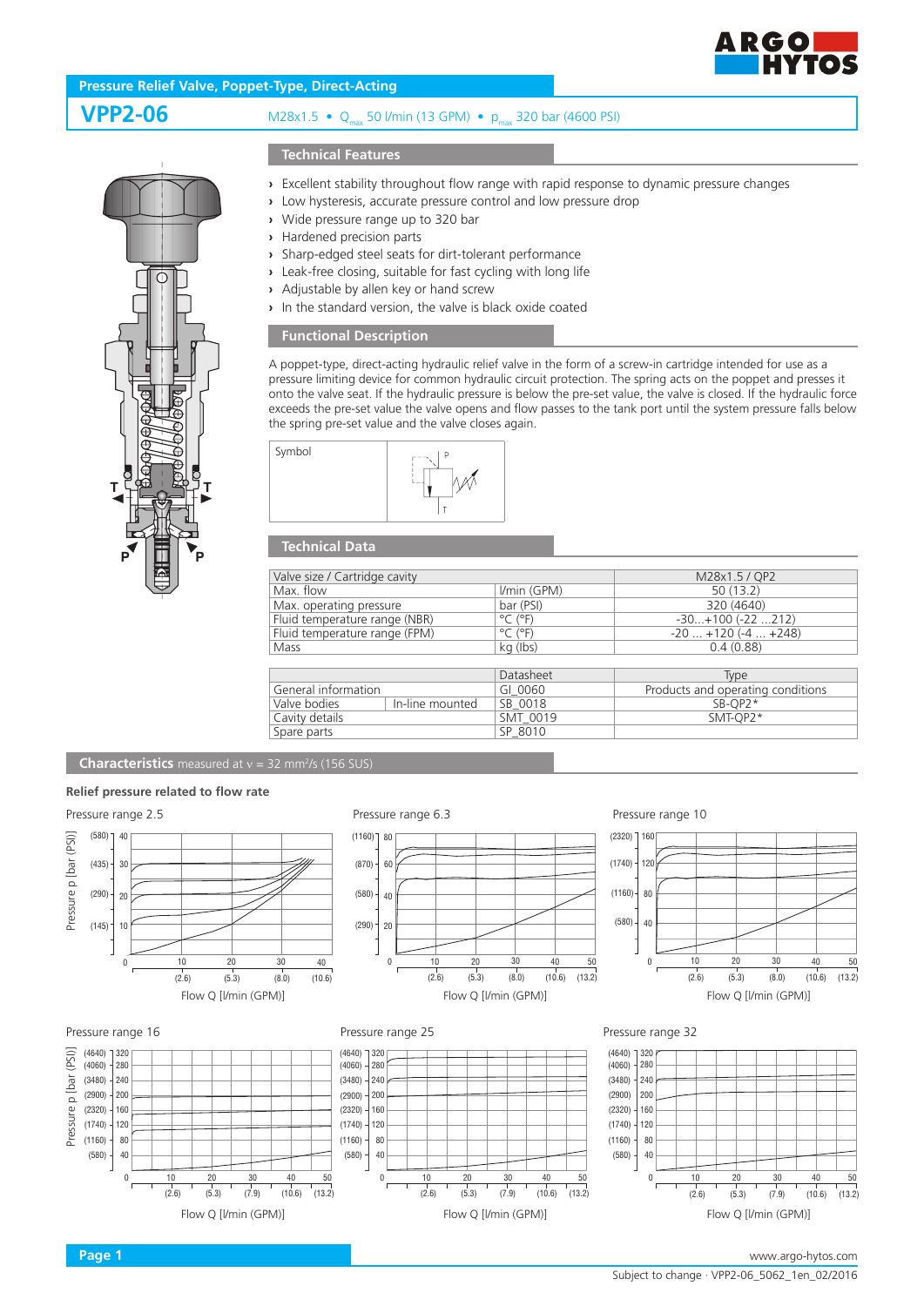# Pressure Relief Valve, Poppet-Type, Direct-Acting

## VPP2-06

M28x1.5 • $Q_{max}$ 50 l/min (13 GPM) • $p_{max}$ 320 bar (4600 PSI)

## Technical Features

- Excellent stability throughout flow range with rapid response to dynamic pressure changes
- Low hysteresis, accurate pressure control and low pressure drop
- Wide pressure range up to 320 bar
- Hardened precision parts
- Sharp-edged steel seats for dirt-tolerant performance
- Leak-free closing, suitable for fast cycling with long life
- Adjustable by allen key or hand screw
- In the standard version, the valve is black oxide coated

## Functional Description

A poppet-type, direct-acting hydraulic relief valve in the form of a screw-in cartridge intended for use as a pressure limiting device for common hydraulic circuit protection. The spring acts on the poppet and presses it onto the valve seat. If the hydraulic pressure is below the pre-set value, the valve is closed. If the hydraulic force exceeds the pre-set value the valve opens and flow passes to the tank port until the system pressure falls below the spring pre-set value and the valve closes again.

Symbol

## Technical Data

| Valve size / Cartridge cavity | | M28x1.5 / QP2 |
|---|---|---|
| Max. flow | l/min (GPM) | 50 (13.2) |
| Max. operating pressure | bar (PSI) | 320 (4640) |
| Fluid temperature range (NBR) | °C (°F) | -30...+100 (-22 ...212) |
| Fluid temperature range (FPM) | °C (°F) | -20 ... +120 (-4 ... +248) |
| Mass | kg (lbs) | 0.4 (0.88) |

| | | Datasheet | Type |
|---|---|---|---|
| General information | | GI_0060 | Products and operating conditions |
| Valve bodies | In-line mounted | SB_0018 | SB-QP2* |
| Cavity details | | SMT_0019 | SMT-QP2* |
| Spare parts | | SP_8010 | |

## Characteristics measured at ν = 32 mm²/s (156 SUS)

### Relief pressure related to flow rate

Pressure range 2.5

Pressure range 6.3

Pressure range 10

Pressure range 16

Pressure range 25

Pressure range 32

Axes: Pressure p [bar (PSI)] vs. Flow Q [l/min (GPM)]

Subject to change · VPP2-06_5062_1en_02/2016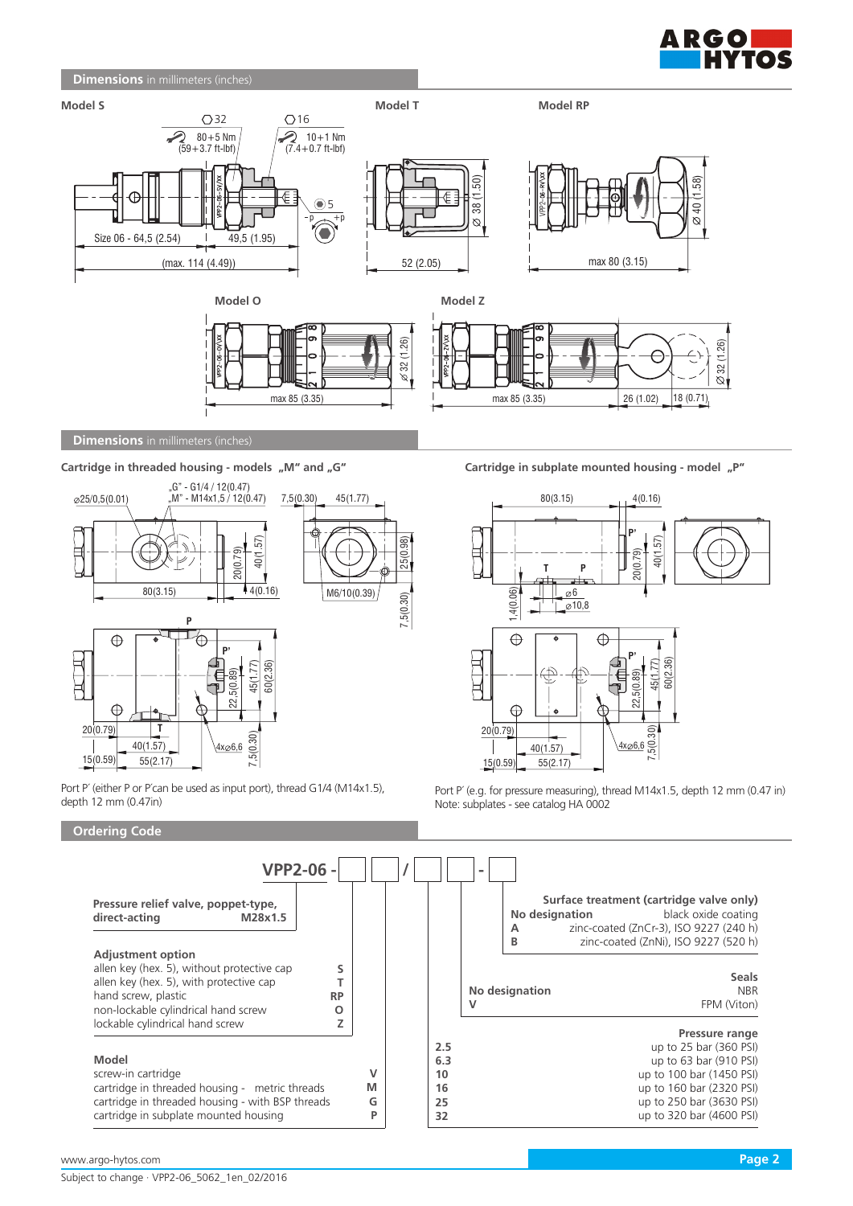## Dimensions in millimeters (inches)

### Model S

32
80+5 Nm
(59+3.7 ft-lbf)
16
10+1 Nm
(7.4+0.7 ft-lbf)
5
-p +p
Size 06 - 64,5 (2.54)
49,5 (1.95)
(max. 114 (4.49))

### Model T

Ø 38 (1.50)
52 (2.05)

### Model RP

Ø 40 (1.58)
max 80 (3.15)

### Model O

Ø 32 (1.26)
max 85 (3.35)

### Model Z

Ø 32 (1.26)
max 85 (3.35)
26 (1.02)
18 (0.71)

## Dimensions in millimeters (inches)

### Cartridge in threaded housing - models „M" and „G"

⌀25/0,5(0.01)
„G" - G1/4 / 12(0.47)
„M" - M14x1,5 / 12(0.47)
7,5(0.30)
45(1.77)
20(0.79)
40(1.57)
25(0.98)
80(3.15)
4(0.16)
M6/10(0.39)
7,5(0.30)
P
P'
22,5(0.89)
45(1.77)
60(2.36)
20(0.79)
T
40(1.57)
4x⌀6,6
15(0.59)
55(2.17)
7,5(0.30)

Port P´ (either P or P´can be used as input port), thread G1/4 (M14x1.5), depth 12 mm (0.47in)

### Cartridge in subplate mounted housing - model „P"

80(3.15)
4(0.16)
P'
20(0.79)
40(1.57)
T
P
1,4(0.06)
⌀6
⌀10,8
P'
22,5(0.89)
45(1.77)
60(2.36)
20(0.79)
40(1.57)
4x⌀6,6
15(0.59)
55(2.17)
7,5(0.30)

Port P´ (e.g. for pressure measuring), thread M14x1.5, depth 12 mm (0.47 in)
Note: subplates - see catalog HA 0002

## Ordering Code

**VPP2-06 - [ ] [ ] / [ ] [ ] - [ ]**

**Pressure relief valve, poppet-type, direct-acting** — **M28x1.5**

**Adjustment option**

| | |
|---|---|
| allen key (hex. 5), without protective cap | S |
| allen key (hex. 5), with protective cap | T |
| hand screw, plastic | RP |
| non-lockable cylindrical hand screw | O |
| lockable cylindrical hand screw | Z |

**Model**

| | |
|---|---|
| screw-in cartridge | V |
| cartridge in threaded housing - metric threads | M |
| cartridge in threaded housing - with BSP threads | G |
| cartridge in subplate mounted housing | P |

**Pressure range**

| | |
|---|---|
| 2.5 | up to 25 bar (360 PSI) |
| 6.3 | up to 63 bar (910 PSI) |
| 10 | up to 100 bar (1450 PSI) |
| 16 | up to 160 bar (2320 PSI) |
| 25 | up to 250 bar (3630 PSI) |
| 32 | up to 320 bar (4600 PSI) |

**Seals**

| | |
|---|---|
| **No designation** | NBR |
| **V** | FPM (Viton) |

**Surface treatment (cartridge valve only)**

| | |
|---|---|
| **No designation** | black oxide coating |
| **A** | zinc-coated (ZnCr-3), ISO 9227 (240 h) |
| **B** | zinc-coated (ZnNi), ISO 9227 (520 h) |

www.argo-hytos.com

Subject to change · VPP2-06_5062_1en_02/2016